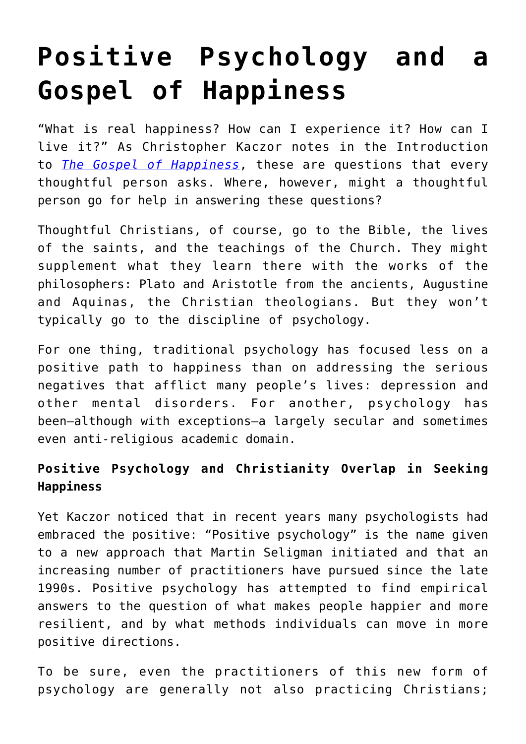# Positive Psychology and a Gospel of Happiness

"What is real happiness? How can I experience it? How can I live it?" As Christopher Kaczor notes in the Introduction to *The Gospel of Happiness*, these are questions that every thoughtful person asks. Where, however, might a thoughtful person go for help in answering these questions?

Thoughtful Christians, of course, go to the Bible, the lives of the saints, and the teachings of the Church. They might supplement what they learn there with the works of the philosophers: Plato and Aristotle from the ancients, Augustine and Aquinas, the Christian theologians. But they won't typically go to the discipline of psychology.

For one thing, traditional psychology has focused less on a positive path to happiness than on addressing the serious negatives that afflict many people's lives: depression and other mental disorders. For another, psychology has been—although with exceptions—a largely secular and sometimes even anti-religious academic domain.

**Positive Psychology and Christianity Overlap in Seeking Happiness**

Yet Kaczor noticed that in recent years many psychologists had embraced the positive: "Positive psychology" is the name given to a new approach that Martin Seligman initiated and that an increasing number of practitioners have pursued since the late 1990s. Positive psychology has attempted to find empirical answers to the question of what makes people happier and more resilient, and by what methods individuals can move in more positive directions.

To be sure, even the practitioners of this new form of psychology are generally not also practicing Christians;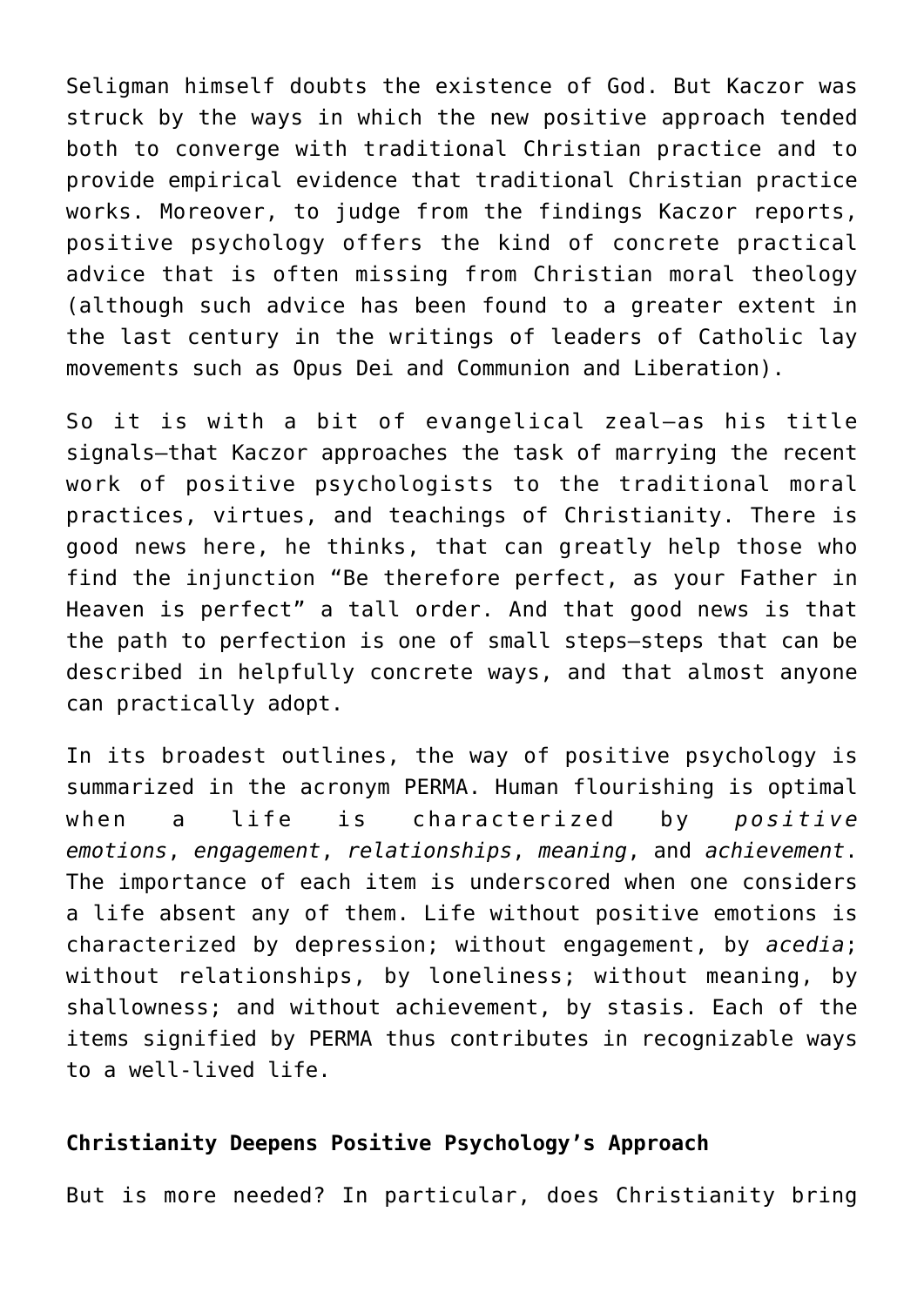Seligman himself doubts the existence of God. But Kaczor was struck by the ways in which the new positive approach tended both to converge with traditional Christian practice and to provide empirical evidence that traditional Christian practice works. Moreover, to judge from the findings Kaczor reports, positive psychology offers the kind of concrete practical advice that is often missing from Christian moral theology (although such advice has been found to a greater extent in the last century in the writings of leaders of Catholic lay movements such as Opus Dei and Communion and Liberation).

So it is with a bit of evangelical zeal—as his title signals—that Kaczor approaches the task of marrying the recent work of positive psychologists to the traditional moral practices, virtues, and teachings of Christianity. There is good news here, he thinks, that can greatly help those who find the injunction "Be therefore perfect, as your Father in Heaven is perfect" a tall order. And that good news is that the path to perfection is one of small steps—steps that can be described in helpfully concrete ways, and that almost anyone can practically adopt.

In its broadest outlines, the way of positive psychology is summarized in the acronym PERMA. Human flourishing is optimal when a life is characterized by *positive emotions*, *engagement*, *relationships*, *meaning*, and *achievement*. The importance of each item is underscored when one considers a life absent any of them. Life without positive emotions is characterized by depression; without engagement, by *acedia*; without relationships, by loneliness; without meaning, by shallowness; and without achievement, by stasis. Each of the items signified by PERMA thus contributes in recognizable ways to a well-lived life.

**Christianity Deepens Positive Psychology's Approach**

But is more needed? In particular, does Christianity bring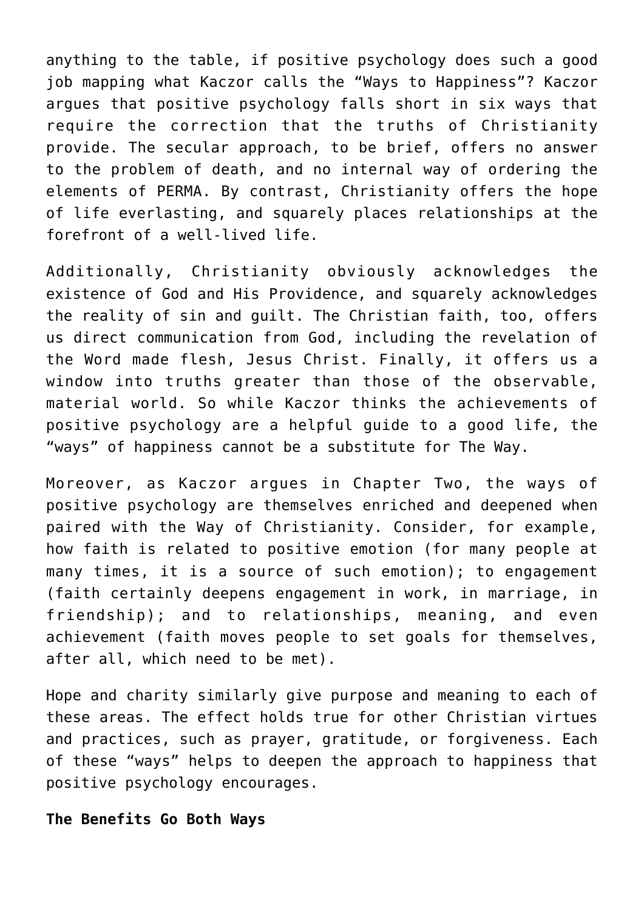anything to the table, if positive psychology does such a good job mapping what Kaczor calls the “Ways to Happiness”? Kaczor argues that positive psychology falls short in six ways that require the correction that the truths of Christianity provide. The secular approach, to be brief, offers no answer to the problem of death, and no internal way of ordering the elements of PERMA. By contrast, Christianity offers the hope of life everlasting, and squarely places relationships at the forefront of a well-lived life.

Additionally, Christianity obviously acknowledges the existence of God and His Providence, and squarely acknowledges the reality of sin and guilt. The Christian faith, too, offers us direct communication from God, including the revelation of the Word made flesh, Jesus Christ. Finally, it offers us a window into truths greater than those of the observable, material world. So while Kaczor thinks the achievements of positive psychology are a helpful guide to a good life, the “ways” of happiness cannot be a substitute for The Way.

Moreover, as Kaczor argues in Chapter Two, the ways of positive psychology are themselves enriched and deepened when paired with the Way of Christianity. Consider, for example, how faith is related to positive emotion (for many people at many times, it is a source of such emotion); to engagement (faith certainly deepens engagement in work, in marriage, in friendship); and to relationships, meaning, and even achievement (faith moves people to set goals for themselves, after all, which need to be met).

Hope and charity similarly give purpose and meaning to each of these areas. The effect holds true for other Christian virtues and practices, such as prayer, gratitude, or forgiveness. Each of these “ways” helps to deepen the approach to happiness that positive psychology encourages.

**The Benefits Go Both Ways**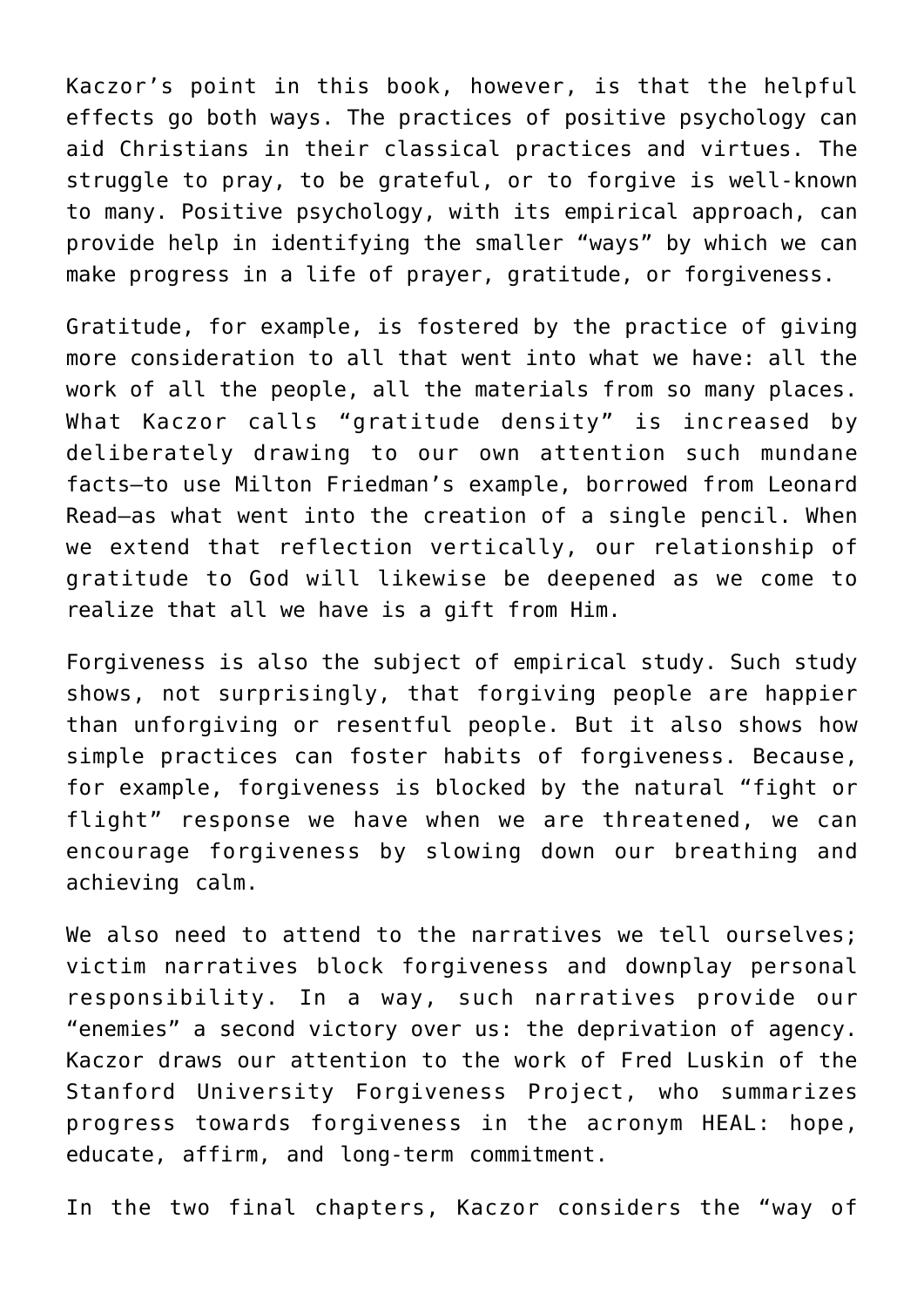Kaczor's point in this book, however, is that the helpful effects go both ways. The practices of positive psychology can aid Christians in their classical practices and virtues. The struggle to pray, to be grateful, or to forgive is well-known to many. Positive psychology, with its empirical approach, can provide help in identifying the smaller "ways" by which we can make progress in a life of prayer, gratitude, or forgiveness.

Gratitude, for example, is fostered by the practice of giving more consideration to all that went into what we have: all the work of all the people, all the materials from so many places. What Kaczor calls "gratitude density" is increased by deliberately drawing to our own attention such mundane facts—to use Milton Friedman's example, borrowed from Leonard Read—as what went into the creation of a single pencil. When we extend that reflection vertically, our relationship of gratitude to God will likewise be deepened as we come to realize that all we have is a gift from Him.

Forgiveness is also the subject of empirical study. Such study shows, not surprisingly, that forgiving people are happier than unforgiving or resentful people. But it also shows how simple practices can foster habits of forgiveness. Because, for example, forgiveness is blocked by the natural "fight or flight" response we have when we are threatened, we can encourage forgiveness by slowing down our breathing and achieving calm.

We also need to attend to the narratives we tell ourselves; victim narratives block forgiveness and downplay personal responsibility. In a way, such narratives provide our "enemies" a second victory over us: the deprivation of agency. Kaczor draws our attention to the work of Fred Luskin of the Stanford University Forgiveness Project, who summarizes progress towards forgiveness in the acronym HEAL: hope, educate, affirm, and long-term commitment.

In the two final chapters, Kaczor considers the "way of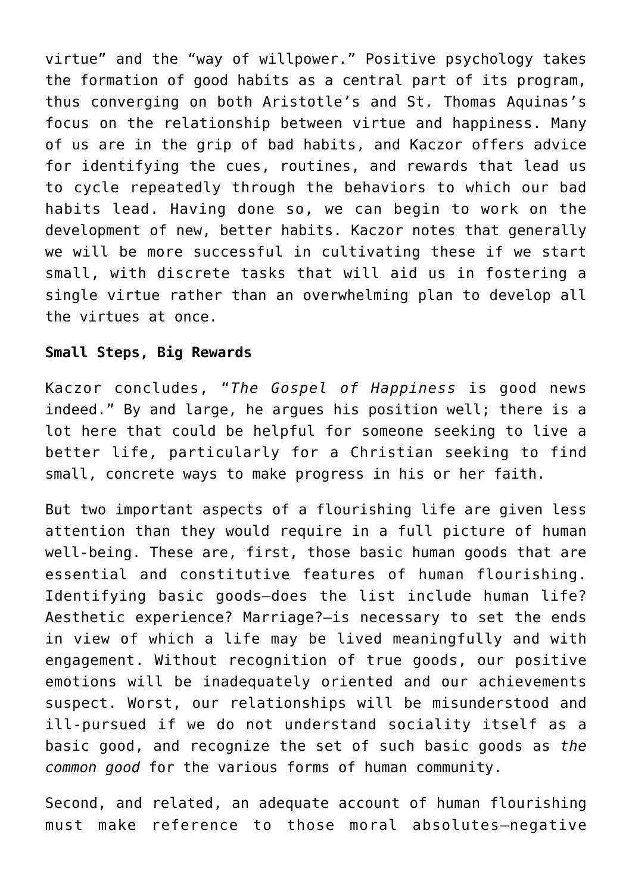virtue" and the "way of willpower." Positive psychology takes the formation of good habits as a central part of its program, thus converging on both Aristotle's and St. Thomas Aquinas's focus on the relationship between virtue and happiness. Many of us are in the grip of bad habits, and Kaczor offers advice for identifying the cues, routines, and rewards that lead us to cycle repeatedly through the behaviors to which our bad habits lead. Having done so, we can begin to work on the development of new, better habits. Kaczor notes that generally we will be more successful in cultivating these if we start small, with discrete tasks that will aid us in fostering a single virtue rather than an overwhelming plan to develop all the virtues at once.

**Small Steps, Big Rewards**

Kaczor concludes, "*The Gospel of Happiness* is good news indeed." By and large, he argues his position well; there is a lot here that could be helpful for someone seeking to live a better life, particularly for a Christian seeking to find small, concrete ways to make progress in his or her faith.

But two important aspects of a flourishing life are given less attention than they would require in a full picture of human well-being. These are, first, those basic human goods that are essential and constitutive features of human flourishing. Identifying basic goods—does the list include human life? Aesthetic experience? Marriage?—is necessary to set the ends in view of which a life may be lived meaningfully and with engagement. Without recognition of true goods, our positive emotions will be inadequately oriented and our achievements suspect. Worst, our relationships will be misunderstood and ill-pursued if we do not understand sociality itself as a basic good, and recognize the set of such basic goods as *the common good* for the various forms of human community.

Second, and related, an adequate account of human flourishing must make reference to those moral absolutes—negative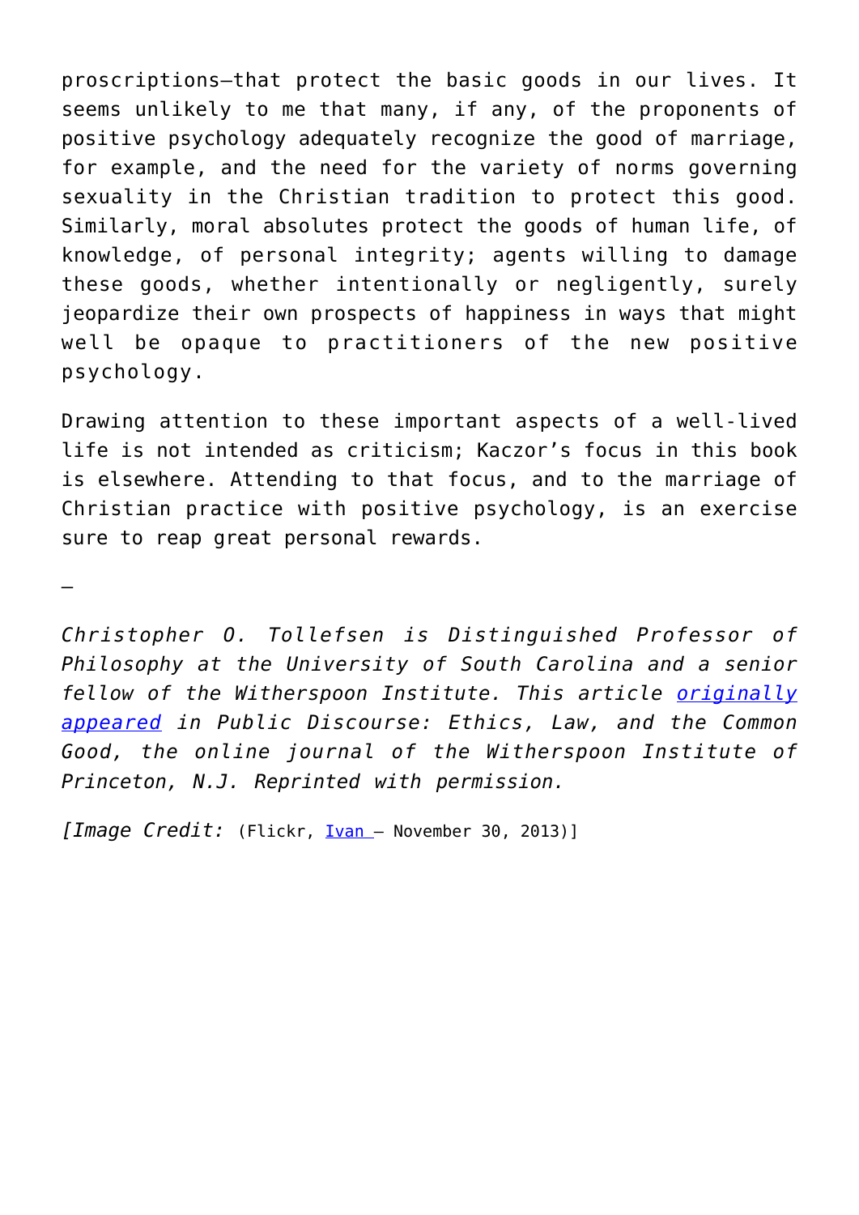proscriptions—that protect the basic goods in our lives. It seems unlikely to me that many, if any, of the proponents of positive psychology adequately recognize the good of marriage, for example, and the need for the variety of norms governing sexuality in the Christian tradition to protect this good. Similarly, moral absolutes protect the goods of human life, of knowledge, of personal integrity; agents willing to damage these goods, whether intentionally or negligently, surely jeopardize their own prospects of happiness in ways that might well be opaque to practitioners of the new positive psychology.

Drawing attention to these important aspects of a well-lived life is not intended as criticism; Kaczor's focus in this book is elsewhere. Attending to that focus, and to the marriage of Christian practice with positive psychology, is an exercise sure to reap great personal rewards.

—

*Christopher O. Tollefsen is Distinguished Professor of Philosophy at the University of South Carolina and a senior fellow of the Witherspoon Institute. This article originally appeared in Public Discourse: Ethics, Law, and the Common Good, the online journal of the Witherspoon Institute of Princeton, N.J. Reprinted with permission.*

*[Image Credit:* (Flickr, Ivan – November 30, 2013)]